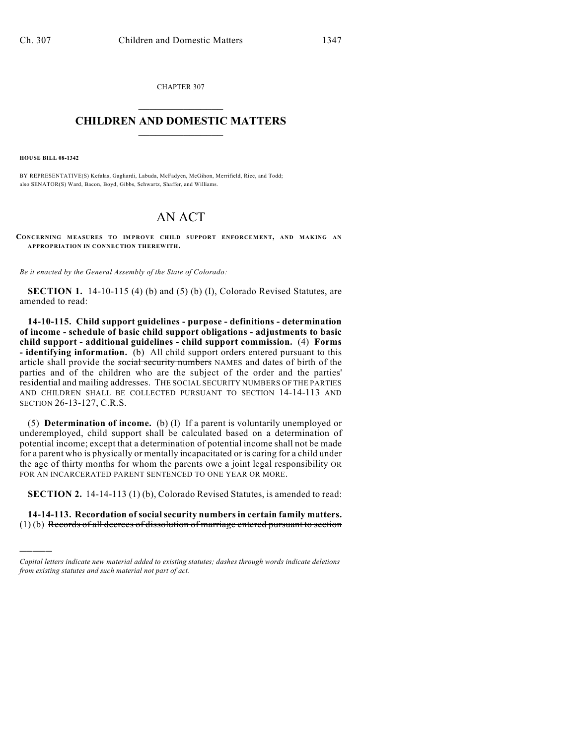CHAPTER 307

# CHILDREN AND DOMESTIC MATTERS

**HOUSE BILL 08-1342**

BY REPRESENTATIVE(S) Kefalas, Gagliardi, Labuda, McFadyen, McGihon, Merrifield, Rice, and Todd; also SENATOR(S) Ward, Bacon, Boyd, Gibbs, Schwartz, Shaffer, and Williams.

# AN ACT

**CONCERNING MEASURES TO IMPROVE CHILD SUPPORT ENFORCEMENT, AND MAKING AN APPROPRIATION IN CONNECTION THEREWITH.**

*Be it enacted by the General Assembly of the State of Colorado:*

**SECTION 1.** 14-10-115 (4) (b) and (5) (b) (I), Colorado Revised Statutes, are amended to read:

**14-10-115. Child support guidelines - purpose - definitions - determination of income - schedule of basic child support obligations - adjustments to basic child support - additional guidelines - child support commission.** (4) **Forms - identifying information.** (b) All child support orders entered pursuant to this article shall provide the ~~social security numbers~~ NAMES and dates of birth of the parties and of the children who are the subject of the order and the parties' residential and mailing addresses. THE SOCIAL SECURITY NUMBERS OF THE PARTIES AND CHILDREN SHALL BE COLLECTED PURSUANT TO SECTION 14-14-113 AND SECTION 26-13-127, C.R.S.

(5) **Determination of income.** (b) (I) If a parent is voluntarily unemployed or underemployed, child support shall be calculated based on a determination of potential income; except that a determination of potential income shall not be made for a parent who is physically or mentally incapacitated or is caring for a child under the age of thirty months for whom the parents owe a joint legal responsibility OR FOR AN INCARCERATED PARENT SENTENCED TO ONE YEAR OR MORE.

**SECTION 2.** 14-14-113 (1) (b), Colorado Revised Statutes, is amended to read:

**14-14-113. Recordation of social security numbers in certain family matters.** (1) (b) ~~Records of all decrees of dissolution of marriage entered pursuant to section~~

*Capital letters indicate new material added to existing statutes; dashes through words indicate deletions from existing statutes and such material not part of act.*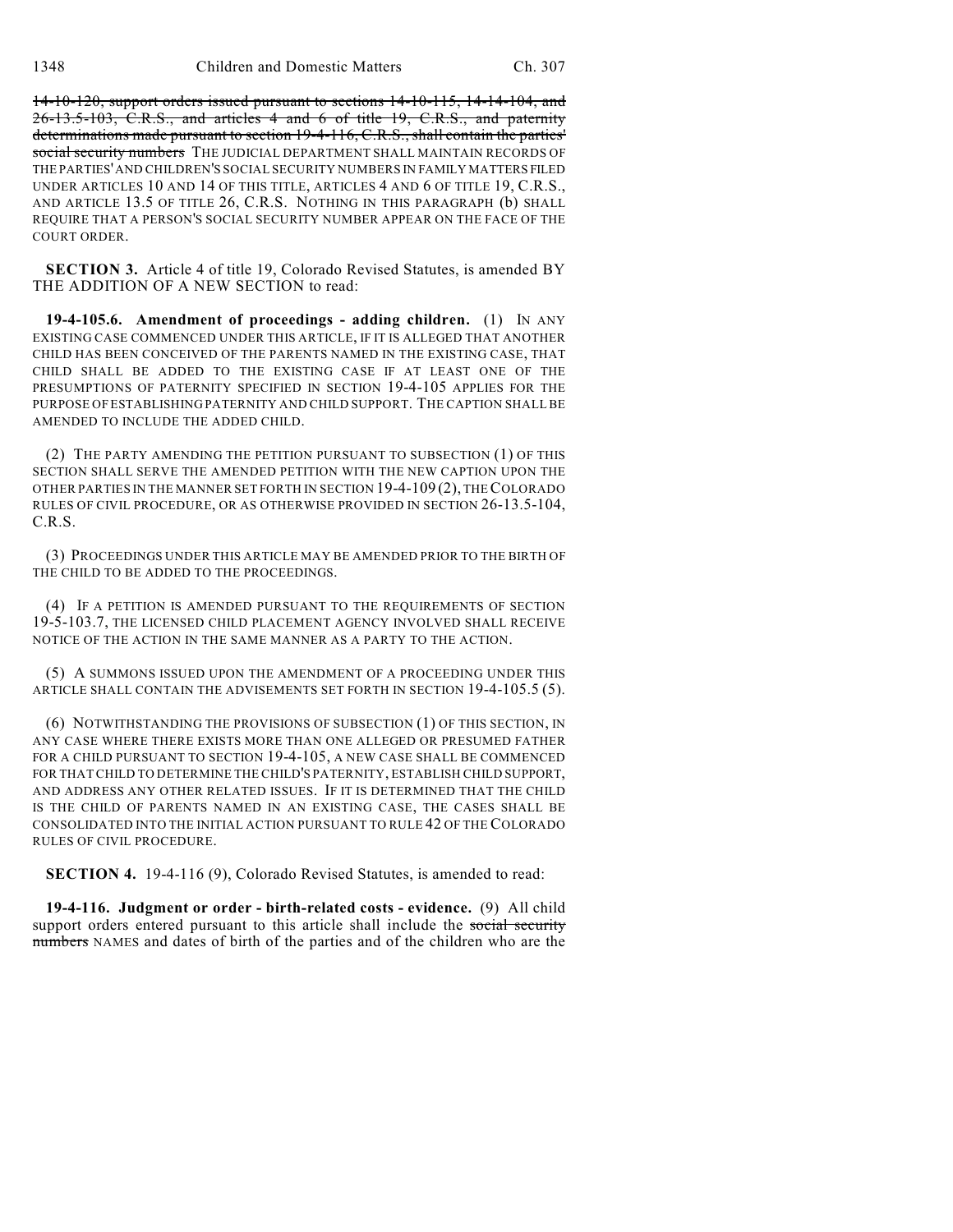~~14-10-120, support orders issued pursuant to sections 14-10-115, 14-14-104, and 26-13.5-103, C.R.S., and articles 4 and 6 of title 19, C.R.S., and paternity determinations made pursuant to section 19-4-116, C.R.S., shall contain the parties' social security numbers~~ THE JUDICIAL DEPARTMENT SHALL MAINTAIN RECORDS OF THE PARTIES' AND CHILDREN'S SOCIAL SECURITY NUMBERS IN FAMILY MATTERS FILED UNDER ARTICLES 10 AND 14 OF THIS TITLE, ARTICLES 4 AND 6 OF TITLE 19, C.R.S., AND ARTICLE 13.5 OF TITLE 26, C.R.S. NOTHING IN THIS PARAGRAPH (b) SHALL REQUIRE THAT A PERSON'S SOCIAL SECURITY NUMBER APPEAR ON THE FACE OF THE COURT ORDER.

**SECTION 3.** Article 4 of title 19, Colorado Revised Statutes, is amended BY THE ADDITION OF A NEW SECTION to read:

**19-4-105.6. Amendment of proceedings - adding children.** (1) IN ANY EXISTING CASE COMMENCED UNDER THIS ARTICLE, IF IT IS ALLEGED THAT ANOTHER CHILD HAS BEEN CONCEIVED OF THE PARENTS NAMED IN THE EXISTING CASE, THAT CHILD SHALL BE ADDED TO THE EXISTING CASE IF AT LEAST ONE OF THE PRESUMPTIONS OF PATERNITY SPECIFIED IN SECTION 19-4-105 APPLIES FOR THE PURPOSE OF ESTABLISHING PATERNITY AND CHILD SUPPORT. THE CAPTION SHALL BE AMENDED TO INCLUDE THE ADDED CHILD.

(2) THE PARTY AMENDING THE PETITION PURSUANT TO SUBSECTION (1) OF THIS SECTION SHALL SERVE THE AMENDED PETITION WITH THE NEW CAPTION UPON THE OTHER PARTIES IN THE MANNER SET FORTH IN SECTION 19-4-109 (2), THE COLORADO RULES OF CIVIL PROCEDURE, OR AS OTHERWISE PROVIDED IN SECTION 26-13.5-104, C.R.S.

(3) PROCEEDINGS UNDER THIS ARTICLE MAY BE AMENDED PRIOR TO THE BIRTH OF THE CHILD TO BE ADDED TO THE PROCEEDINGS.

(4) IF A PETITION IS AMENDED PURSUANT TO THE REQUIREMENTS OF SECTION 19-5-103.7, THE LICENSED CHILD PLACEMENT AGENCY INVOLVED SHALL RECEIVE NOTICE OF THE ACTION IN THE SAME MANNER AS A PARTY TO THE ACTION.

(5) A SUMMONS ISSUED UPON THE AMENDMENT OF A PROCEEDING UNDER THIS ARTICLE SHALL CONTAIN THE ADVISEMENTS SET FORTH IN SECTION 19-4-105.5 (5).

(6) NOTWITHSTANDING THE PROVISIONS OF SUBSECTION (1) OF THIS SECTION, IN ANY CASE WHERE THERE EXISTS MORE THAN ONE ALLEGED OR PRESUMED FATHER FOR A CHILD PURSUANT TO SECTION 19-4-105, A NEW CASE SHALL BE COMMENCED FOR THAT CHILD TO DETERMINE THE CHILD'S PATERNITY, ESTABLISH CHILD SUPPORT, AND ADDRESS ANY OTHER RELATED ISSUES. IF IT IS DETERMINED THAT THE CHILD IS THE CHILD OF PARENTS NAMED IN AN EXISTING CASE, THE CASES SHALL BE CONSOLIDATED INTO THE INITIAL ACTION PURSUANT TO RULE 42 OF THE COLORADO RULES OF CIVIL PROCEDURE.

**SECTION 4.** 19-4-116 (9), Colorado Revised Statutes, is amended to read:

**19-4-116. Judgment or order - birth-related costs - evidence.** (9) All child support orders entered pursuant to this article shall include the ~~social security numbers~~ NAMES and dates of birth of the parties and of the children who are the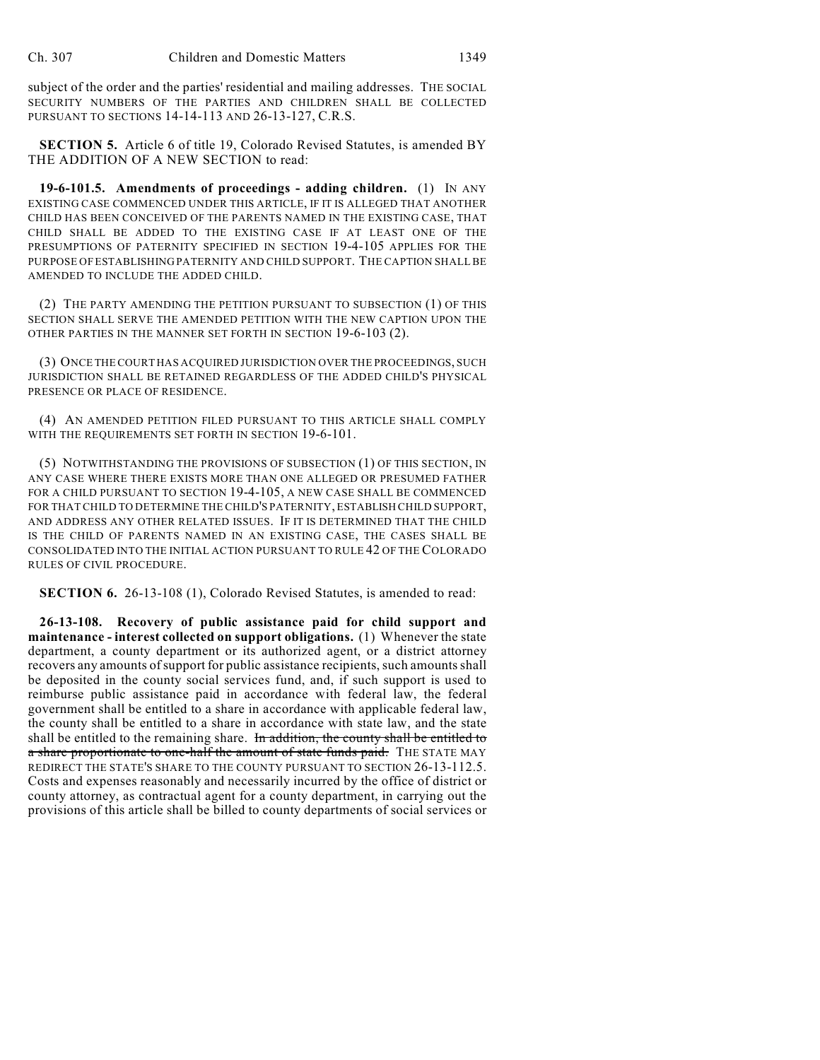subject of the order and the parties' residential and mailing addresses. THE SOCIAL SECURITY NUMBERS OF THE PARTIES AND CHILDREN SHALL BE COLLECTED PURSUANT TO SECTIONS 14-14-113 AND 26-13-127, C.R.S.

**SECTION 5.** Article 6 of title 19, Colorado Revised Statutes, is amended BY THE ADDITION OF A NEW SECTION to read:

**19-6-101.5. Amendments of proceedings - adding children.** (1) IN ANY EXISTING CASE COMMENCED UNDER THIS ARTICLE, IF IT IS ALLEGED THAT ANOTHER CHILD HAS BEEN CONCEIVED OF THE PARENTS NAMED IN THE EXISTING CASE, THAT CHILD SHALL BE ADDED TO THE EXISTING CASE IF AT LEAST ONE OF THE PRESUMPTIONS OF PATERNITY SPECIFIED IN SECTION 19-4-105 APPLIES FOR THE PURPOSE OF ESTABLISHING PATERNITY AND CHILD SUPPORT. THE CAPTION SHALL BE AMENDED TO INCLUDE THE ADDED CHILD.

(2) THE PARTY AMENDING THE PETITION PURSUANT TO SUBSECTION (1) OF THIS SECTION SHALL SERVE THE AMENDED PETITION WITH THE NEW CAPTION UPON THE OTHER PARTIES IN THE MANNER SET FORTH IN SECTION 19-6-103 (2).

(3) ONCE THE COURT HAS ACQUIRED JURISDICTION OVER THE PROCEEDINGS, SUCH JURISDICTION SHALL BE RETAINED REGARDLESS OF THE ADDED CHILD'S PHYSICAL PRESENCE OR PLACE OF RESIDENCE.

(4) AN AMENDED PETITION FILED PURSUANT TO THIS ARTICLE SHALL COMPLY WITH THE REQUIREMENTS SET FORTH IN SECTION 19-6-101.

(5) NOTWITHSTANDING THE PROVISIONS OF SUBSECTION (1) OF THIS SECTION, IN ANY CASE WHERE THERE EXISTS MORE THAN ONE ALLEGED OR PRESUMED FATHER FOR A CHILD PURSUANT TO SECTION 19-4-105, A NEW CASE SHALL BE COMMENCED FOR THAT CHILD TO DETERMINE THE CHILD'S PATERNITY, ESTABLISH CHILD SUPPORT, AND ADDRESS ANY OTHER RELATED ISSUES. IF IT IS DETERMINED THAT THE CHILD IS THE CHILD OF PARENTS NAMED IN AN EXISTING CASE, THE CASES SHALL BE CONSOLIDATED INTO THE INITIAL ACTION PURSUANT TO RULE 42 OF THE COLORADO RULES OF CIVIL PROCEDURE.

**SECTION 6.** 26-13-108 (1), Colorado Revised Statutes, is amended to read:

**26-13-108. Recovery of public assistance paid for child support and maintenance - interest collected on support obligations.** (1) Whenever the state department, a county department or its authorized agent, or a district attorney recovers any amounts of support for public assistance recipients, such amounts shall be deposited in the county social services fund, and, if such support is used to reimburse public assistance paid in accordance with federal law, the federal government shall be entitled to a share in accordance with applicable federal law, the county shall be entitled to a share in accordance with state law, and the state shall be entitled to the remaining share. ~~In addition, the county shall be entitled to a share proportionate to one-half the amount of state funds paid.~~ THE STATE MAY REDIRECT THE STATE'S SHARE TO THE COUNTY PURSUANT TO SECTION 26-13-112.5. Costs and expenses reasonably and necessarily incurred by the office of district or county attorney, as contractual agent for a county department, in carrying out the provisions of this article shall be billed to county departments of social services or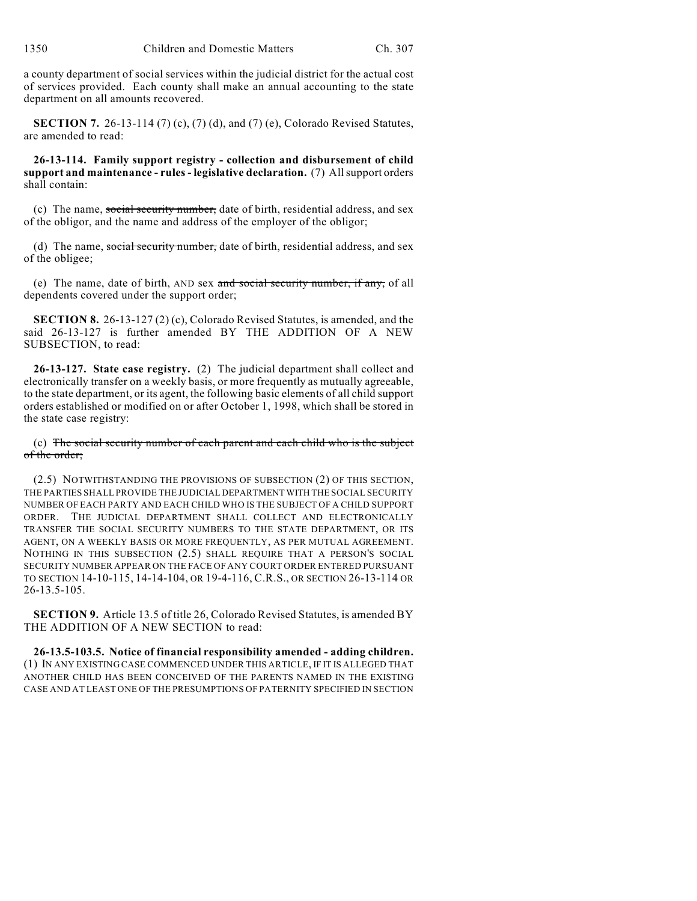a county department of social services within the judicial district for the actual cost of services provided. Each county shall make an annual accounting to the state department on all amounts recovered.

**SECTION 7.** 26-13-114 (7) (c), (7) (d), and (7) (e), Colorado Revised Statutes, are amended to read:

**26-13-114. Family support registry - collection and disbursement of child support and maintenance - rules - legislative declaration.** (7) All support orders shall contain:

(c) The name, ~~social security number,~~ date of birth, residential address, and sex of the obligor, and the name and address of the employer of the obligor;

(d) The name, ~~social security number,~~ date of birth, residential address, and sex of the obligee;

(e) The name, date of birth, AND sex ~~and social security number, if any,~~ of all dependents covered under the support order;

**SECTION 8.** 26-13-127 (2) (c), Colorado Revised Statutes, is amended, and the said 26-13-127 is further amended BY THE ADDITION OF A NEW SUBSECTION, to read:

**26-13-127. State case registry.** (2) The judicial department shall collect and electronically transfer on a weekly basis, or more frequently as mutually agreeable, to the state department, or its agent, the following basic elements of all child support orders established or modified on or after October 1, 1998, which shall be stored in the state case registry:

(c) ~~The social security number of each parent and each child who is the subject of the order;~~

(2.5) NOTWITHSTANDING THE PROVISIONS OF SUBSECTION (2) OF THIS SECTION, THE PARTIES SHALL PROVIDE THE JUDICIAL DEPARTMENT WITH THE SOCIAL SECURITY NUMBER OF EACH PARTY AND EACH CHILD WHO IS THE SUBJECT OF A CHILD SUPPORT ORDER. THE JUDICIAL DEPARTMENT SHALL COLLECT AND ELECTRONICALLY TRANSFER THE SOCIAL SECURITY NUMBERS TO THE STATE DEPARTMENT, OR ITS AGENT, ON A WEEKLY BASIS OR MORE FREQUENTLY, AS PER MUTUAL AGREEMENT. NOTHING IN THIS SUBSECTION (2.5) SHALL REQUIRE THAT A PERSON'S SOCIAL SECURITY NUMBER APPEAR ON THE FACE OF ANY COURT ORDER ENTERED PURSUANT TO SECTION 14-10-115, 14-14-104, OR 19-4-116, C.R.S., OR SECTION 26-13-114 OR 26-13.5-105.

**SECTION 9.** Article 13.5 of title 26, Colorado Revised Statutes, is amended BY THE ADDITION OF A NEW SECTION to read:

**26-13.5-103.5. Notice of financial responsibility amended - adding children.** (1) IN ANY EXISTING CASE COMMENCED UNDER THIS ARTICLE, IF IT IS ALLEGED THAT ANOTHER CHILD HAS BEEN CONCEIVED OF THE PARENTS NAMED IN THE EXISTING CASE AND AT LEAST ONE OF THE PRESUMPTIONS OF PATERNITY SPECIFIED IN SECTION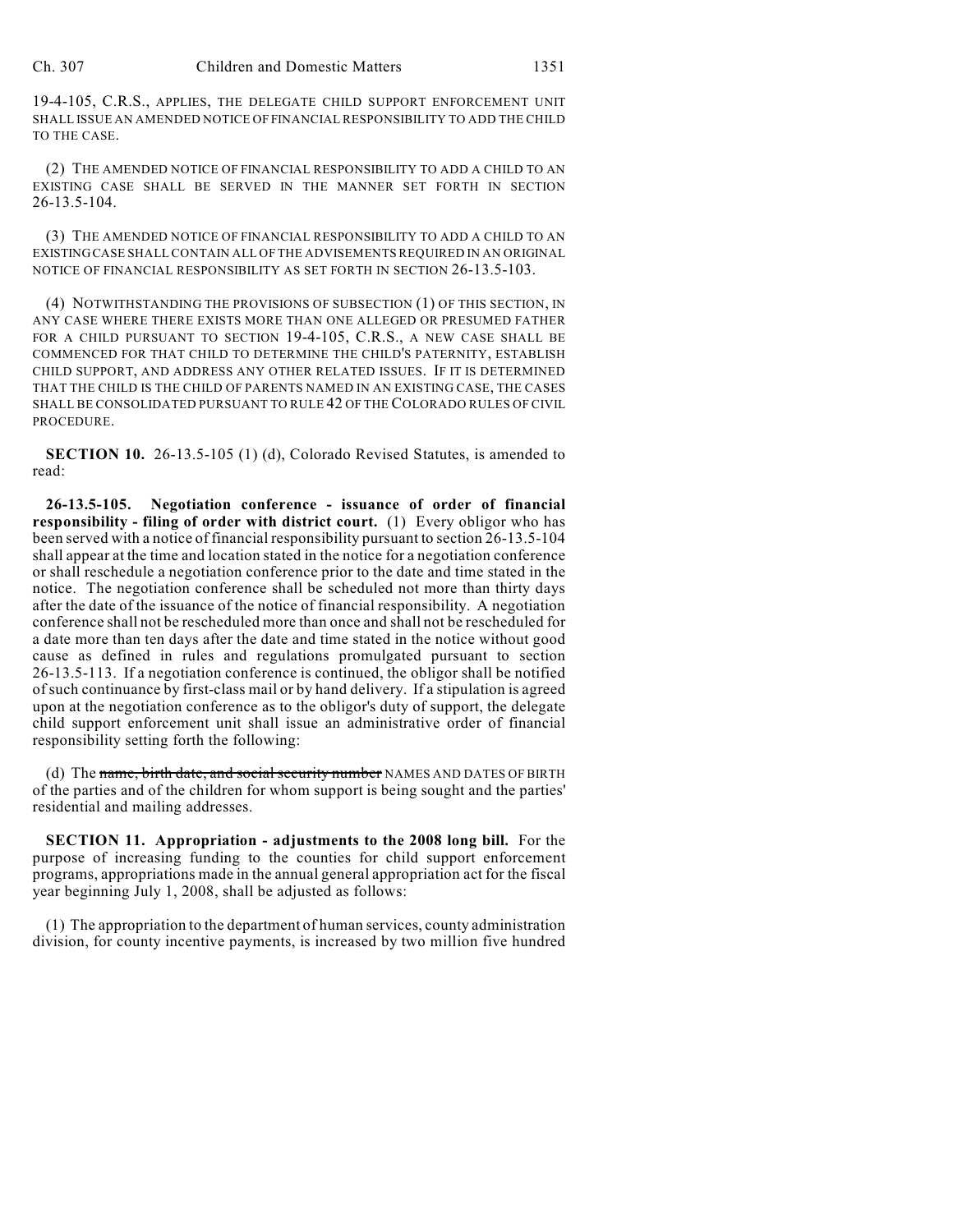19-4-105, C.R.S., APPLIES, THE DELEGATE CHILD SUPPORT ENFORCEMENT UNIT SHALL ISSUE AN AMENDED NOTICE OF FINANCIAL RESPONSIBILITY TO ADD THE CHILD TO THE CASE.

(2) THE AMENDED NOTICE OF FINANCIAL RESPONSIBILITY TO ADD A CHILD TO AN EXISTING CASE SHALL BE SERVED IN THE MANNER SET FORTH IN SECTION 26-13.5-104.

(3) THE AMENDED NOTICE OF FINANCIAL RESPONSIBILITY TO ADD A CHILD TO AN EXISTING CASE SHALL CONTAIN ALL OF THE ADVISEMENTS REQUIRED IN AN ORIGINAL NOTICE OF FINANCIAL RESPONSIBILITY AS SET FORTH IN SECTION 26-13.5-103.

(4) NOTWITHSTANDING THE PROVISIONS OF SUBSECTION (1) OF THIS SECTION, IN ANY CASE WHERE THERE EXISTS MORE THAN ONE ALLEGED OR PRESUMED FATHER FOR A CHILD PURSUANT TO SECTION 19-4-105, C.R.S., A NEW CASE SHALL BE COMMENCED FOR THAT CHILD TO DETERMINE THE CHILD'S PATERNITY, ESTABLISH CHILD SUPPORT, AND ADDRESS ANY OTHER RELATED ISSUES. IF IT IS DETERMINED THAT THE CHILD IS THE CHILD OF PARENTS NAMED IN AN EXISTING CASE, THE CASES SHALL BE CONSOLIDATED PURSUANT TO RULE 42 OF THE COLORADO RULES OF CIVIL PROCEDURE.

**SECTION 10.** 26-13.5-105 (1) (d), Colorado Revised Statutes, is amended to read:

**26-13.5-105. Negotiation conference - issuance of order of financial responsibility - filing of order with district court.** (1) Every obligor who has been served with a notice of financial responsibility pursuant to section 26-13.5-104 shall appear at the time and location stated in the notice for a negotiation conference or shall reschedule a negotiation conference prior to the date and time stated in the notice. The negotiation conference shall be scheduled not more than thirty days after the date of the issuance of the notice of financial responsibility. A negotiation conference shall not be rescheduled more than once and shall not be rescheduled for a date more than ten days after the date and time stated in the notice without good cause as defined in rules and regulations promulgated pursuant to section 26-13.5-113. If a negotiation conference is continued, the obligor shall be notified of such continuance by first-class mail or by hand delivery. If a stipulation is agreed upon at the negotiation conference as to the obligor's duty of support, the delegate child support enforcement unit shall issue an administrative order of financial responsibility setting forth the following:

(d) The ~~name, birth date, and social security number~~ NAMES AND DATES OF BIRTH of the parties and of the children for whom support is being sought and the parties' residential and mailing addresses.

**SECTION 11. Appropriation - adjustments to the 2008 long bill.** For the purpose of increasing funding to the counties for child support enforcement programs, appropriations made in the annual general appropriation act for the fiscal year beginning July 1, 2008, shall be adjusted as follows:

(1) The appropriation to the department of human services, county administration division, for county incentive payments, is increased by two million five hundred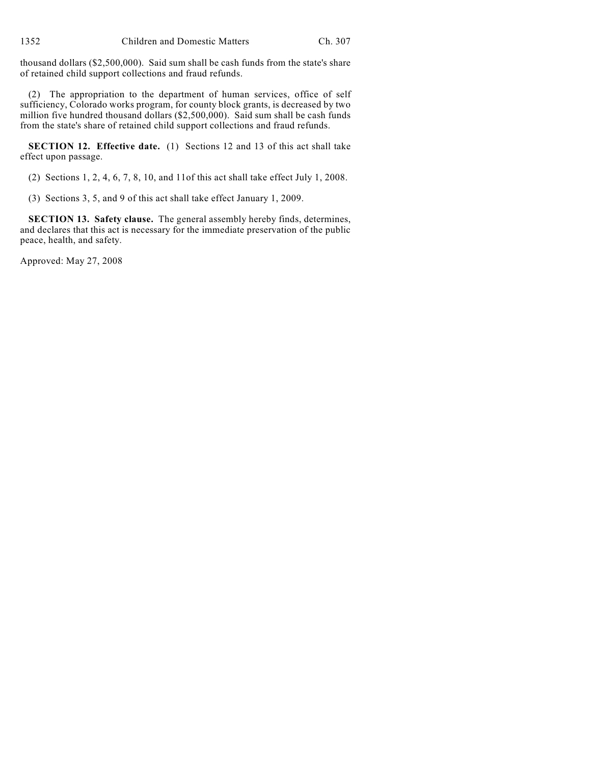thousand dollars ($2,500,000). Said sum shall be cash funds from the state's share of retained child support collections and fraud refunds.

(2) The appropriation to the department of human services, office of self sufficiency, Colorado works program, for county block grants, is decreased by two million five hundred thousand dollars ($2,500,000). Said sum shall be cash funds from the state's share of retained child support collections and fraud refunds.

**SECTION 12. Effective date.** (1) Sections 12 and 13 of this act shall take effect upon passage.

(2) Sections 1, 2, 4, 6, 7, 8, 10, and 11of this act shall take effect July 1, 2008.

(3) Sections 3, 5, and 9 of this act shall take effect January 1, 2009.

**SECTION 13. Safety clause.** The general assembly hereby finds, determines, and declares that this act is necessary for the immediate preservation of the public peace, health, and safety.

Approved: May 27, 2008